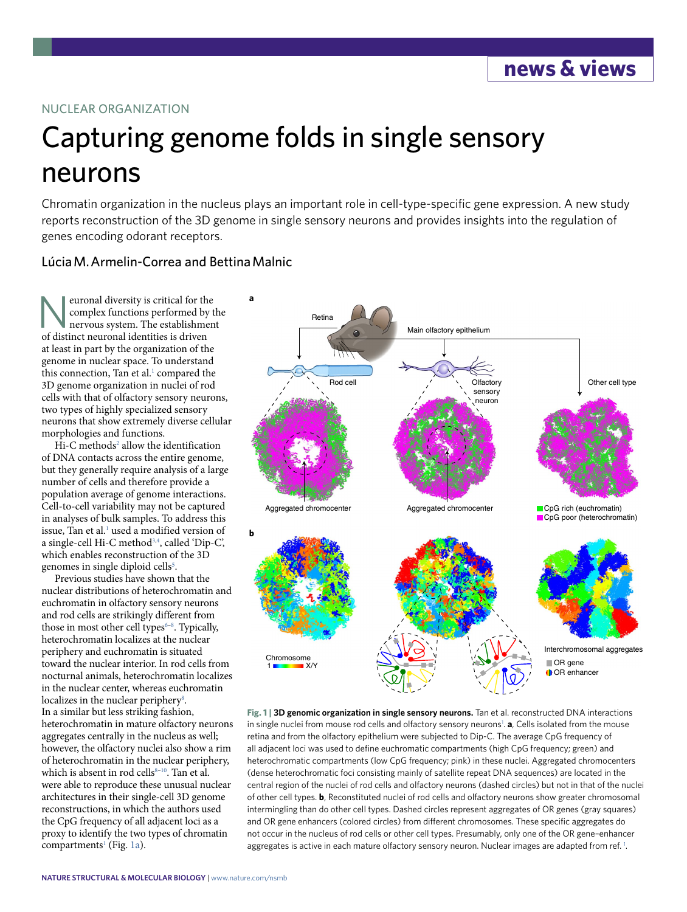NUCLEAR ORGANIZATION

# Capturing genome folds in single sensory neurons

Chromatin organization in the nucleus plays an important role in cell-type-specific gene expression. A new study reports reconstruction of the 3D genome in single sensory neurons and provides insights into the regulation of genes encoding odorant receptors.

### Lúcia M. Armelin-Correa and Bettina Malnic

Neuronal diversity is critical for the complex functions performed by the nervous system. The establishment of distinct neuronal identities is driven at least in part by the organization of the genome in nuclear space. To understand this connection, Tan et al.[1] compared the 3D genome organization in nuclei of rod cells with that of olfactory sensory neurons, two types of highly specialized sensory neurons that show extremely diverse cellular morphologies and functions.

Hi-C methods[2] allow the identification of DNA contacts across the entire genome, but they generally require analysis of a large number of cells and therefore provide a population average of genome interactions. Cell-to-cell variability may not be captured in analyses of bulk samples. To address this issue, Tan et al.[1] used a modified version of a single-cell Hi-C method[3,4], called 'Dip-C', which enables reconstruction of the 3D genomes in single diploid cells[5].

Previous studies have shown that the nuclear distributions of heterochromatin and euchromatin in olfactory sensory neurons and rod cells are strikingly different from those in most other cell types[6–8]. Typically, heterochromatin localizes at the nuclear periphery and euchromatin is situated toward the nuclear interior. In rod cells from nocturnal animals, heterochromatin localizes in the nuclear center, whereas euchromatin localizes in the nuclear periphery[8]. In a similar but less striking fashion, heterochromatin in mature olfactory neurons aggregates centrally in the nucleus as well; however, the olfactory nuclei also show a rim of heterochromatin in the nuclear periphery, which is absent in rod cells[8–10]. Tan et al. were able to reproduce these unusual nuclear architectures in their single-cell 3D genome reconstructions, in which the authors used the CpG frequency of all adjacent loci as a proxy to identify the two types of chromatin compartments[1] (Fig. 1a).

**Fig. 1 | 3D genomic organization in single sensory neurons.** Tan et al. reconstructed DNA interactions in single nuclei from mouse rod cells and olfactory sensory neurons[1]. **a**, Cells isolated from the mouse retina and from the olfactory epithelium were subjected to Dip-C. The average CpG frequency of all adjacent loci was used to define euchromatic compartments (high CpG frequency; green) and heterochromatic compartments (low CpG frequency; pink) in these nuclei. Aggregated chromocenters (dense heterochromatic foci consisting mainly of satellite repeat DNA sequences) are located in the central region of the nuclei of rod cells and olfactory neurons (dashed circles) but not in that of the nuclei of other cell types. **b**, Reconstituted nuclei of rod cells and olfactory neurons show greater chromosomal intermingling than do other cell types. Dashed circles represent aggregates of OR genes (gray squares) and OR gene enhancers (colored circles) from different chromosomes. These specific aggregates do not occur in the nucleus of rod cells or other cell types. Presumably, only one of the OR gene–enhancer aggregates is active in each mature olfactory sensory neuron. Nuclear images are adapted from ref. [1].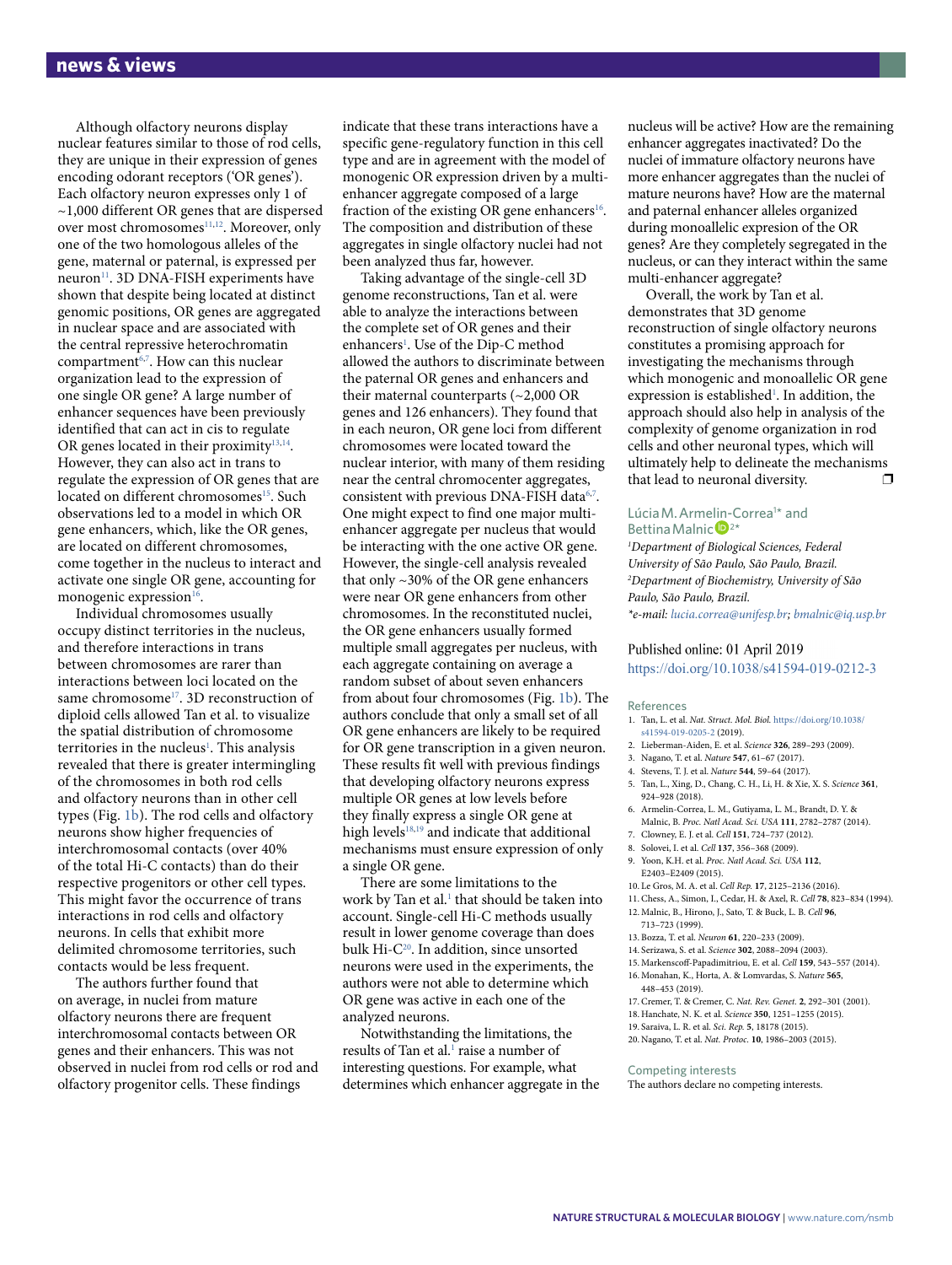Although olfactory neurons display nuclear features similar to those of rod cells, they are unique in their expression of genes encoding odorant receptors ('OR genes'). Each olfactory neuron expresses only 1 of ~1,000 different OR genes that are dispersed over most chromosomes[11,12]. Moreover, only one of the two homologous alleles of the gene, maternal or paternal, is expressed per neuron[11]. 3D DNA-FISH experiments have shown that despite being located at distinct genomic positions, OR genes are aggregated in nuclear space and are associated with the central repressive heterochromatin compartment[6,7]. How can this nuclear organization lead to the expression of one single OR gene? A large number of enhancer sequences have been previously identified that can act in cis to regulate OR genes located in their proximity[13,14]. However, they can also act in trans to regulate the expression of OR genes that are located on different chromosomes[15]. Such observations led to a model in which OR gene enhancers, which, like the OR genes, are located on different chromosomes, come together in the nucleus to interact and activate one single OR gene, accounting for monogenic expression[16].

Individual chromosomes usually occupy distinct territories in the nucleus, and therefore interactions in trans between chromosomes are rarer than interactions between loci located on the same chromosome[17]. 3D reconstruction of diploid cells allowed Tan et al. to visualize the spatial distribution of chromosome territories in the nucleus[1]. This analysis revealed that there is greater intermingling of the chromosomes in both rod cells and olfactory neurons than in other cell types (Fig. 1b). The rod cells and olfactory neurons show higher frequencies of interchromosomal contacts (over 40% of the total Hi-C contacts) than do their respective progenitors or other cell types. This might favor the occurrence of trans interactions in rod cells and olfactory neurons. In cells that exhibit more delimited chromosome territories, such contacts would be less frequent.

The authors further found that on average, in nuclei from mature olfactory neurons there are frequent interchromosomal contacts between OR genes and their enhancers. This was not observed in nuclei from rod cells or rod and olfactory progenitor cells. These findings indicate that these trans interactions have a specific gene-regulatory function in this cell type and are in agreement with the model of monogenic OR expression driven by a multi-enhancer aggregate composed of a large fraction of the existing OR gene enhancers[16]. The composition and distribution of these aggregates in single olfactory nuclei had not been analyzed thus far, however.

Taking advantage of the single-cell 3D genome reconstructions, Tan et al. were able to analyze the interactions between the complete set of OR genes and their enhancers[1]. Use of the Dip-C method allowed the authors to discriminate between the paternal OR genes and enhancers and their maternal counterparts (~2,000 OR genes and 126 enhancers). They found that in each neuron, OR gene loci from different chromosomes were located toward the nuclear interior, with many of them residing near the central chromocenter aggregates, consistent with previous DNA-FISH data[6,7]. One might expect to find one major multi-enhancer aggregate per nucleus that would be interacting with the one active OR gene. However, the single-cell analysis revealed that only ~30% of the OR gene enhancers were near OR gene enhancers from other chromosomes. In the reconstituted nuclei, the OR gene enhancers usually formed multiple small aggregates per nucleus, with each aggregate containing on average a random subset of about seven enhancers from about four chromosomes (Fig. 1b). The authors conclude that only a small set of all OR gene enhancers are likely to be required for OR gene transcription in a given neuron. These results fit well with previous findings that developing olfactory neurons express multiple OR genes at low levels before they finally express a single OR gene at high levels[18,19] and indicate that additional mechanisms must ensure expression of only a single OR gene.

There are some limitations to the work by Tan et al.[1] that should be taken into account. Single-cell Hi-C methods usually result in lower genome coverage than does bulk Hi-C[20]. In addition, since unsorted neurons were used in the experiments, the authors were not able to determine which OR gene was active in each one of the analyzed neurons.

Notwithstanding the limitations, the results of Tan et al.[1] raise a number of interesting questions. For example, what determines which enhancer aggregate in the nucleus will be active? How are the remaining enhancer aggregates inactivated? Do the nuclei of immature olfactory neurons have more enhancer aggregates than the nuclei of mature neurons have? How are the maternal and paternal enhancer alleles organized during monoallelic expresion of the OR genes? Are they completely segregated in the nucleus, or can they interact within the same multi-enhancer aggregate?

Overall, the work by Tan et al. demonstrates that 3D genome reconstruction of single olfactory neurons constitutes a promising approach for investigating the mechanisms through which monogenic and monoallelic OR gene expression is established[1]. In addition, the approach should also help in analysis of the complexity of genome organization in rod cells and other neuronal types, which will ultimately help to delineate the mechanisms that lead to neuronal diversity. ❐

**Lúcia M. Armelin-Correa[1]* and Bettina Malnic[2]***

[1]*Department of Biological Sciences, Federal University of São Paulo, São Paulo, Brazil.*
[2]*Department of Biochemistry, University of São Paulo, São Paulo, Brazil.*
*\*e-mail: lucia.correa@unifesp.br; bmalnic@iq.usp.br*

Published online: 01 April 2019
https://doi.org/10.1038/s41594-019-0212-3

### References

1. Tan, L. et al. *Nat. Struct. Mol. Biol.* https://doi.org/10.1038/s41594-019-0205-2 (2019).
2. Lieberman-Aiden, E. et al. *Science* **326**, 289–293 (2009).
3. Nagano, T. et al. *Nature* **547**, 61–67 (2017).
4. Stevens, T. J. et al. *Nature* **544**, 59–64 (2017).
5. Tan, L., Xing, D., Chang, C. H., Li, H. & Xie, X. S. *Science* **361**, 924–928 (2018).
6. Armelin-Correa, L. M., Gutiyama, L. M., Brandt, D. Y. & Malnic, B. *Proc. Natl Acad. Sci. USA* **111**, 2782–2787 (2014).
7. Clowney, E. J. et al. *Cell* **151**, 724–737 (2012).
8. Solovei, I. et al. *Cell* **137**, 356–368 (2009).
9. Yoon, K.H. et al. *Proc. Natl Acad. Sci. USA* **112**, E2403–E2409 (2015).
10. Le Gros, M. A. et al. *Cell Rep.* **17**, 2125–2136 (2016).
11. Chess, A., Simon, I., Cedar, H. & Axel, R. *Cell* **78**, 823–834 (1994).
12. Malnic, B., Hirono, J., Sato, T. & Buck, L. B. *Cell* **96**, 713–723 (1999).
13. Bozza, T. et al. *Neuron* **61**, 220–233 (2009).
14. Serizawa, S. et al. *Science* **302**, 2088–2094 (2003).
15. Markenscoff-Papadimitriou, E. et al. *Cell* **159**, 543–557 (2014).
16. Monahan, K., Horta, A. & Lomvardas, S. *Nature* **565**, 448–453 (2019).
17. Cremer, T. & Cremer, C. *Nat. Rev. Genet.* **2**, 292–301 (2001).
18. Hanchate, N. K. et al. *Science* **350**, 1251–1255 (2015).
19. Saraiva, L. R. et al. *Sci. Rep.* **5**, 18178 (2015).
20. Nagano, T. et al. *Nat. Protoc.* **10**, 1986–2003 (2015).

### Competing interests

The authors declare no competing interests.